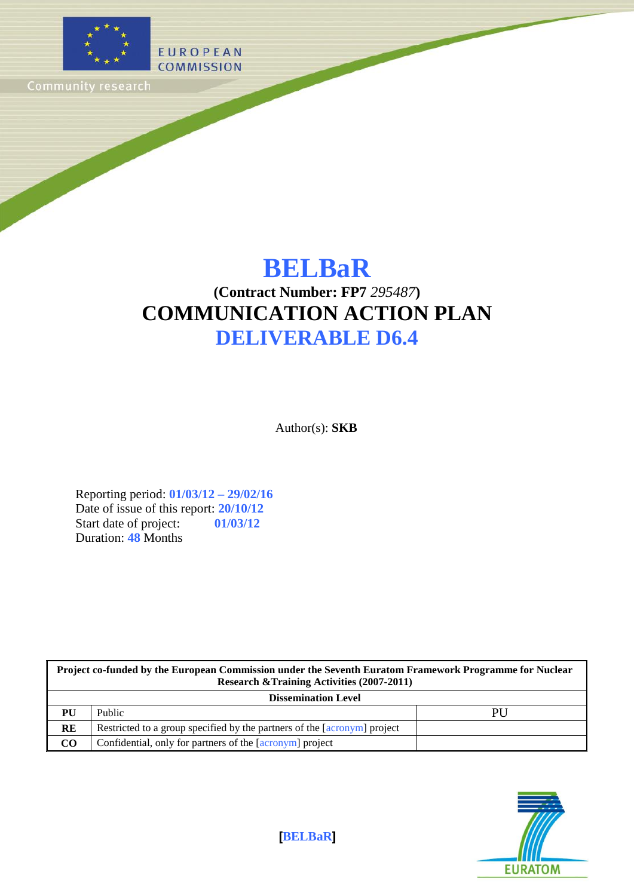EUROPEAN COMMISSION

Community research

# BELBaR

**(Contract Number: FP7** *295487***)**

# COMMUNICATION ACTION PLAN

# DELIVERABLE D6.4

Author(s): **SKB**

Reporting period: **01/03/12 – 29/02/16**
Date of issue of this report: **20/10/12**
Start date of project: **01/03/12**
Duration: **48** Months

| **Project co-funded by the European Commission under the Seventh Euratom Framework Programme for Nuclear Research &Training Activities (2007-2011)** | | |
|---|---|---|
| **Dissemination Level** | | |
| **PU** | Public | PU |
| **RE** | Restricted to a group specified by the partners of the [acronym] project | |
| **CO** | Confidential, only for partners of the [acronym] project | |

**[BELBaR]**

EURATOM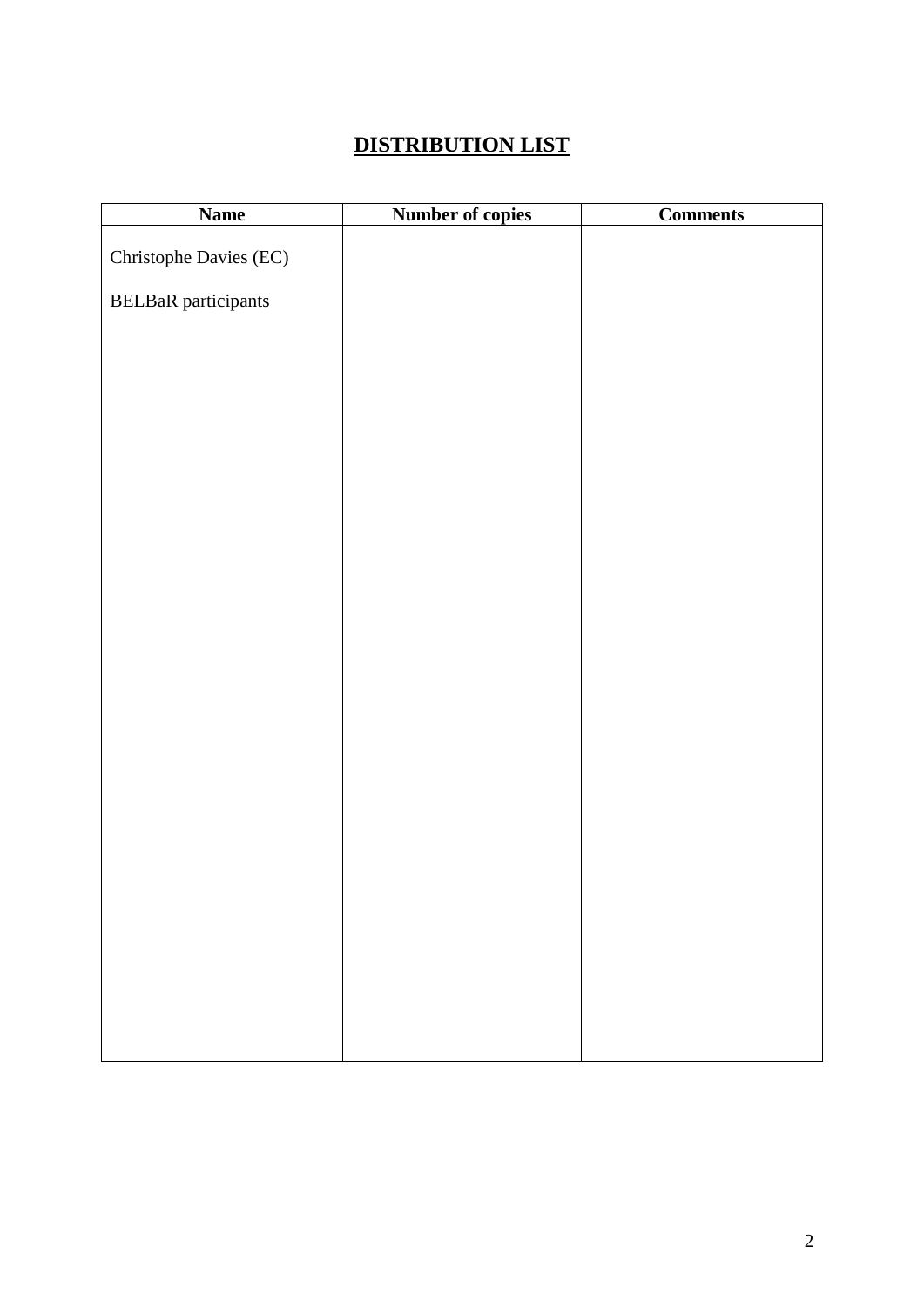# DISTRIBUTION LIST

| Name | Number of copies | Comments |
|---|---|---|
| Christophe Davies (EC) | | |
| BELBaR participants | | |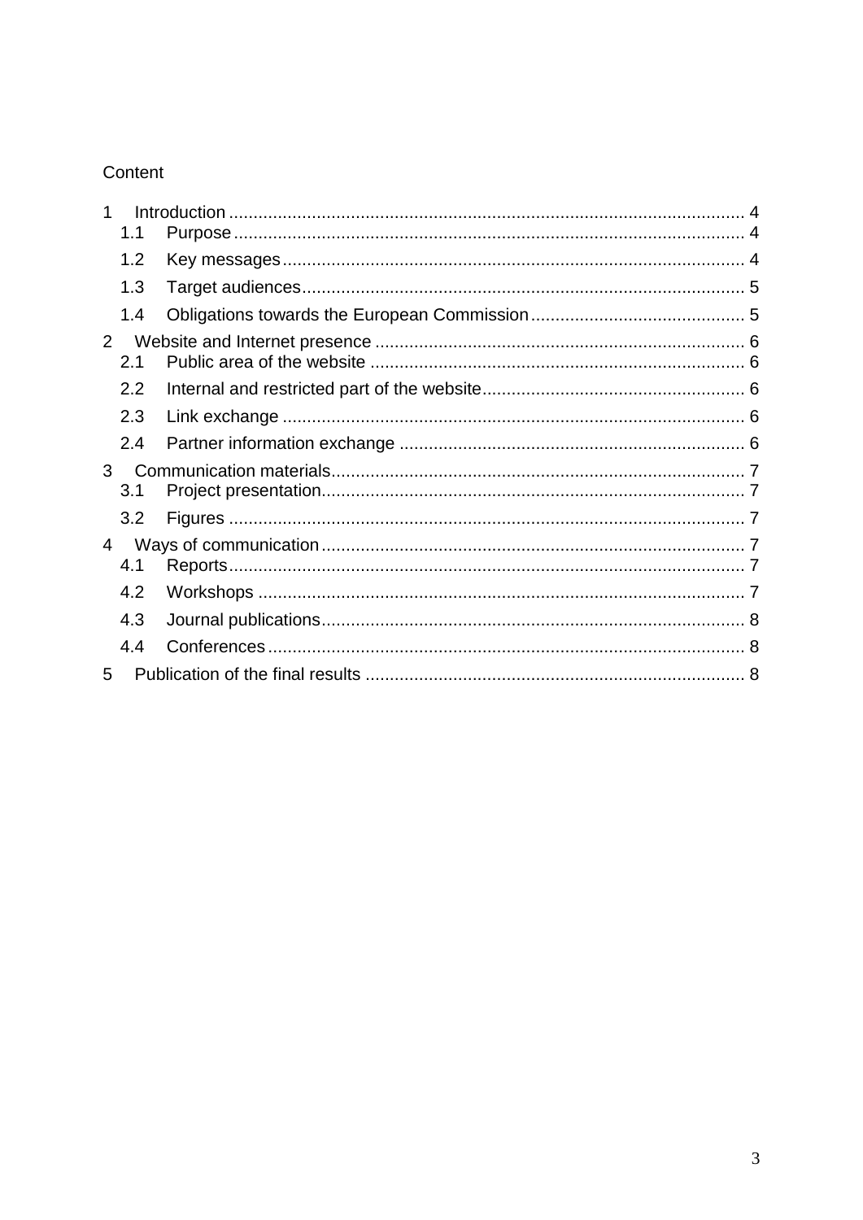Content

- 1 Introduction ... 4
  - 1.1 Purpose ... 4
  - 1.2 Key messages ... 4
  - 1.3 Target audiences ... 5
  - 1.4 Obligations towards the European Commission ... 5
- 2 Website and Internet presence ... 6
  - 2.1 Public area of the website ... 6
  - 2.2 Internal and restricted part of the website ... 6
  - 2.3 Link exchange ... 6
  - 2.4 Partner information exchange ... 6
- 3 Communication materials ... 7
  - 3.1 Project presentation ... 7
  - 3.2 Figures ... 7
- 4 Ways of communication ... 7
  - 4.1 Reports ... 7
  - 4.2 Workshops ... 7
  - 4.3 Journal publications ... 8
  - 4.4 Conferences ... 8
- 5 Publication of the final results ... 8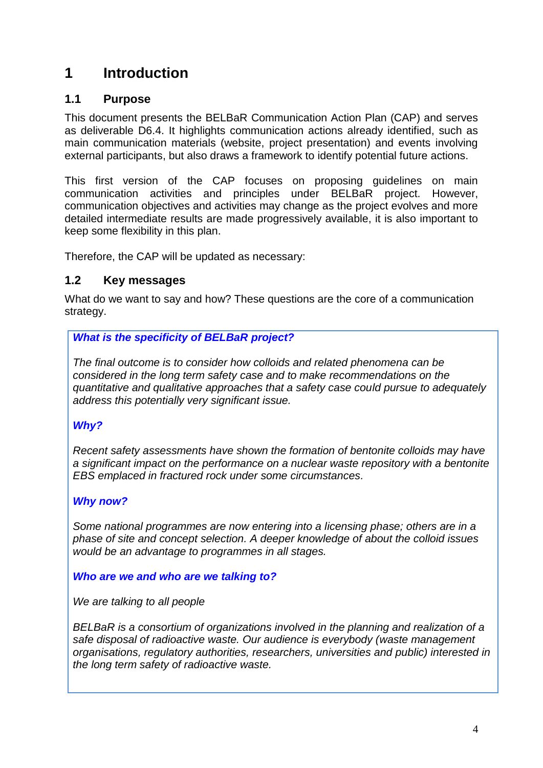# 1 Introduction

## 1.1 Purpose

This document presents the BELBaR Communication Action Plan (CAP) and serves as deliverable D6.4. It highlights communication actions already identified, such as main communication materials (website, project presentation) and events involving external participants, but also draws a framework to identify potential future actions.

This first version of the CAP focuses on proposing guidelines on main communication activities and principles under BELBaR project. However, communication objectives and activities may change as the project evolves and more detailed intermediate results are made progressively available, it is also important to keep some flexibility in this plan.

Therefore, the CAP will be updated as necessary:

## 1.2 Key messages

What do we want to say and how? These questions are the core of a communication strategy.

***What is the specificity of BELBaR project?***

*The final outcome is to consider how colloids and related phenomena can be considered in the long term safety case and to make recommendations on the quantitative and qualitative approaches that a safety case could pursue to adequately address this potentially very significant issue.*

***Why?***

*Recent safety assessments have shown the formation of bentonite colloids may have a significant impact on the performance on a nuclear waste repository with a bentonite EBS emplaced in fractured rock under some circumstances.*

***Why now?***

*Some national programmes are now entering into a licensing phase; others are in a phase of site and concept selection. A deeper knowledge of about the colloid issues would be an advantage to programmes in all stages.*

***Who are we and who are we talking to?***

*We are talking to all people*

*BELBaR is a consortium of organizations involved in the planning and realization of a safe disposal of radioactive waste. Our audience is everybody (waste management organisations, regulatory authorities, researchers, universities and public) interested in the long term safety of radioactive waste.*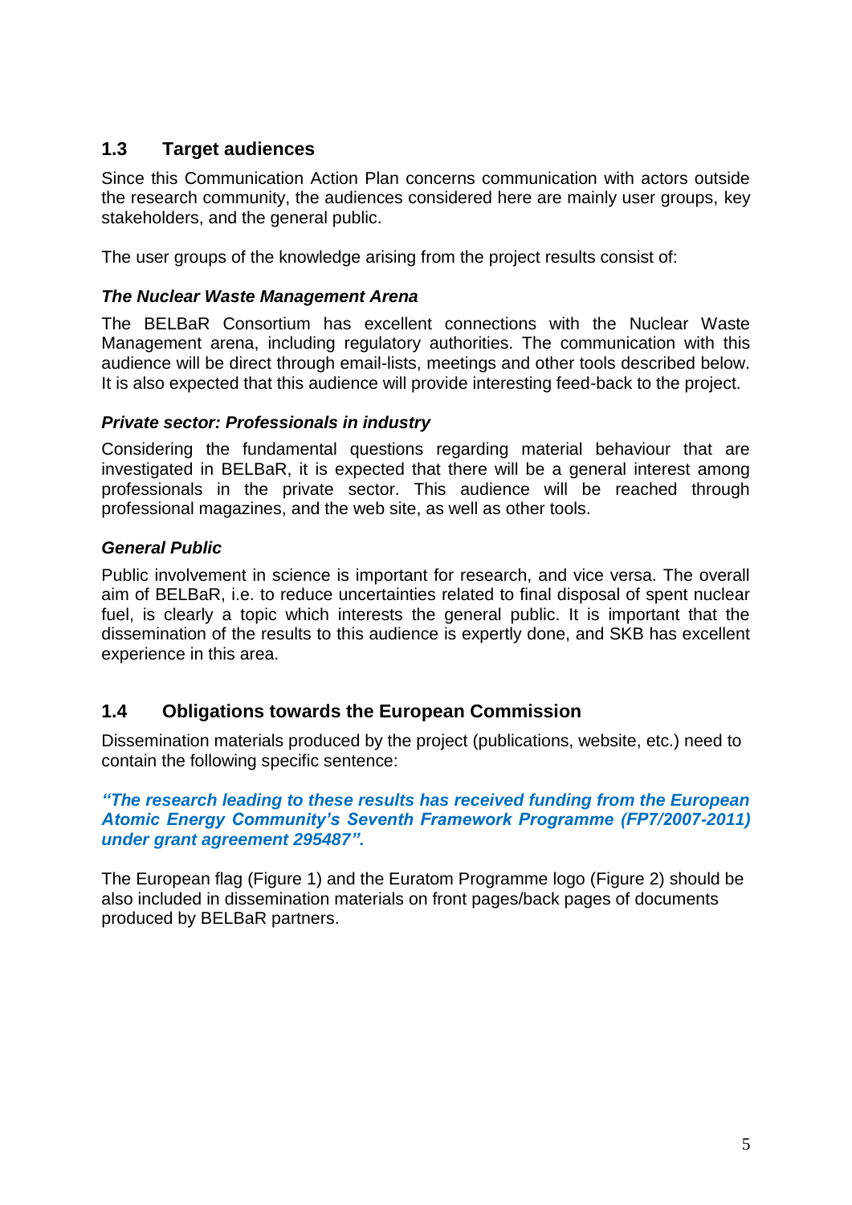## 1.3 Target audiences

Since this Communication Action Plan concerns communication with actors outside the research community, the audiences considered here are mainly user groups, key stakeholders, and the general public.

The user groups of the knowledge arising from the project results consist of:

***The Nuclear Waste Management Arena***

The BELBaR Consortium has excellent connections with the Nuclear Waste Management arena, including regulatory authorities. The communication with this audience will be direct through email-lists, meetings and other tools described below. It is also expected that this audience will provide interesting feed-back to the project.

***Private sector: Professionals in industry***

Considering the fundamental questions regarding material behaviour that are investigated in BELBaR, it is expected that there will be a general interest among professionals in the private sector. This audience will be reached through professional magazines, and the web site, as well as other tools.

***General Public***

Public involvement in science is important for research, and vice versa. The overall aim of BELBaR, i.e. to reduce uncertainties related to final disposal of spent nuclear fuel, is clearly a topic which interests the general public. It is important that the dissemination of the results to this audience is expertly done, and SKB has excellent experience in this area.

## 1.4 Obligations towards the European Commission

Dissemination materials produced by the project (publications, website, etc.) need to contain the following specific sentence:

***"The research leading to these results has received funding from the European Atomic Energy Community's Seventh Framework Programme (FP7/2007-2011) under grant agreement 295487".***

The European flag (Figure 1) and the Euratom Programme logo (Figure 2) should be also included in dissemination materials on front pages/back pages of documents produced by BELBaR partners.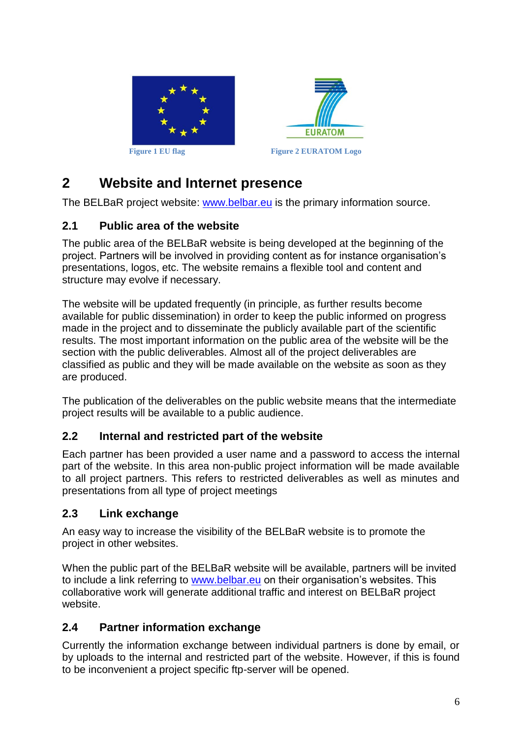Figure 1 EU flag

Figure 2 EURATOM Logo

## 2 Website and Internet presence

The BELBaR project website: www.belbar.eu is the primary information source.

### 2.1 Public area of the website

The public area of the BELBaR website is being developed at the beginning of the project. Partners will be involved in providing content as for instance organisation's presentations, logos, etc. The website remains a flexible tool and content and structure may evolve if necessary.

The website will be updated frequently (in principle, as further results become available for public dissemination) in order to keep the public informed on progress made in the project and to disseminate the publicly available part of the scientific results. The most important information on the public area of the website will be the section with the public deliverables. Almost all of the project deliverables are classified as public and they will be made available on the website as soon as they are produced.

The publication of the deliverables on the public website means that the intermediate project results will be available to a public audience.

### 2.2 Internal and restricted part of the website

Each partner has been provided a user name and a password to access the internal part of the website. In this area non-public project information will be made available to all project partners. This refers to restricted deliverables as well as minutes and presentations from all type of project meetings

### 2.3 Link exchange

An easy way to increase the visibility of the BELBaR website is to promote the project in other websites.

When the public part of the BELBaR website will be available, partners will be invited to include a link referring to www.belbar.eu on their organisation's websites. This collaborative work will generate additional traffic and interest on BELBaR project website.

### 2.4 Partner information exchange

Currently the information exchange between individual partners is done by email, or by uploads to the internal and restricted part of the website. However, if this is found to be inconvenient a project specific ftp-server will be opened.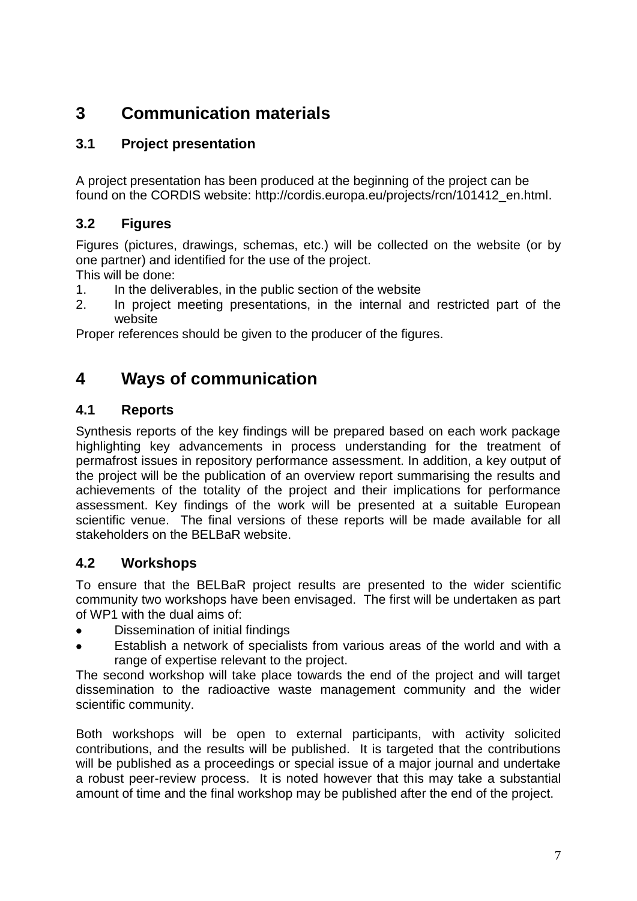# 3 Communication materials

## 3.1 Project presentation

A project presentation has been produced at the beginning of the project can be found on the CORDIS website: http://cordis.europa.eu/projects/rcn/101412_en.html.

## 3.2 Figures

Figures (pictures, drawings, schemas, etc.) will be collected on the website (or by one partner) and identified for the use of the project.

This will be done:

1. In the deliverables, in the public section of the website
2. In project meeting presentations, in the internal and restricted part of the website

Proper references should be given to the producer of the figures.

# 4 Ways of communication

## 4.1 Reports

Synthesis reports of the key findings will be prepared based on each work package highlighting key advancements in process understanding for the treatment of permafrost issues in repository performance assessment. In addition, a key output of the project will be the publication of an overview report summarising the results and achievements of the totality of the project and their implications for performance assessment. Key findings of the work will be presented at a suitable European scientific venue. The final versions of these reports will be made available for all stakeholders on the BELBaR website.

## 4.2 Workshops

To ensure that the BELBaR project results are presented to the wider scientific community two workshops have been envisaged. The first will be undertaken as part of WP1 with the dual aims of:

- Dissemination of initial findings
- Establish a network of specialists from various areas of the world and with a range of expertise relevant to the project.

The second workshop will take place towards the end of the project and will target dissemination to the radioactive waste management community and the wider scientific community.

Both workshops will be open to external participants, with activity solicited contributions, and the results will be published. It is targeted that the contributions will be published as a proceedings or special issue of a major journal and undertake a robust peer-review process. It is noted however that this may take a substantial amount of time and the final workshop may be published after the end of the project.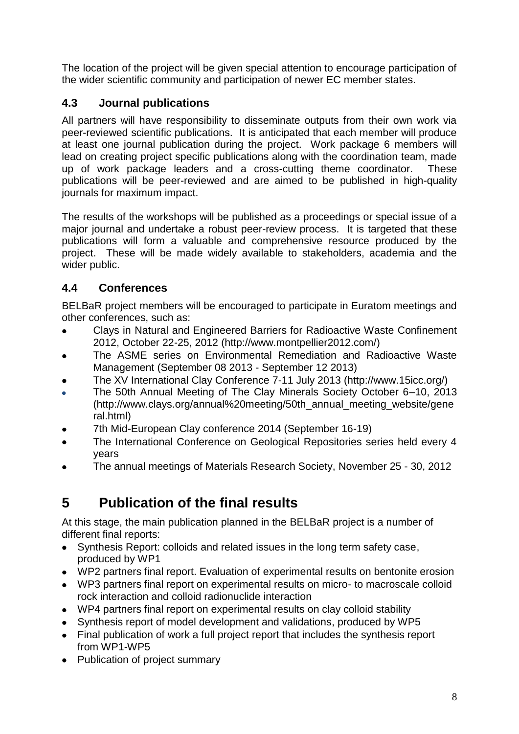The location of the project will be given special attention to encourage participation of the wider scientific community and participation of newer EC member states.

## 4.3 Journal publications

All partners will have responsibility to disseminate outputs from their own work via peer-reviewed scientific publications. It is anticipated that each member will produce at least one journal publication during the project. Work package 6 members will lead on creating project specific publications along with the coordination team, made up of work package leaders and a cross-cutting theme coordinator. These publications will be peer-reviewed and are aimed to be published in high-quality journals for maximum impact.

The results of the workshops will be published as a proceedings or special issue of a major journal and undertake a robust peer-review process. It is targeted that these publications will form a valuable and comprehensive resource produced by the project. These will be made widely available to stakeholders, academia and the wider public.

## 4.4 Conferences

BELBaR project members will be encouraged to participate in Euratom meetings and other conferences, such as:

- Clays in Natural and Engineered Barriers for Radioactive Waste Confinement 2012, October 22-25, 2012 (http://www.montpellier2012.com/)
- The ASME series on Environmental Remediation and Radioactive Waste Management (September 08 2013 - September 12 2013)
- The XV International Clay Conference 7-11 July 2013 (http://www.15icc.org/)
- The 50th Annual Meeting of The Clay Minerals Society October 6–10, 2013 (http://www.clays.org/annual%20meeting/50th_annual_meeting_website/general.html)
- 7th Mid-European Clay conference 2014 (September 16-19)
- The International Conference on Geological Repositories series held every 4 years
- The annual meetings of Materials Research Society, November 25 - 30, 2012

# 5 Publication of the final results

At this stage, the main publication planned in the BELBaR project is a number of different final reports:

- Synthesis Report: colloids and related issues in the long term safety case, produced by WP1
- WP2 partners final report. Evaluation of experimental results on bentonite erosion
- WP3 partners final report on experimental results on micro- to macroscale colloid rock interaction and colloid radionuclide interaction
- WP4 partners final report on experimental results on clay colloid stability
- Synthesis report of model development and validations, produced by WP5
- Final publication of work a full project report that includes the synthesis report from WP1-WP5
- Publication of project summary